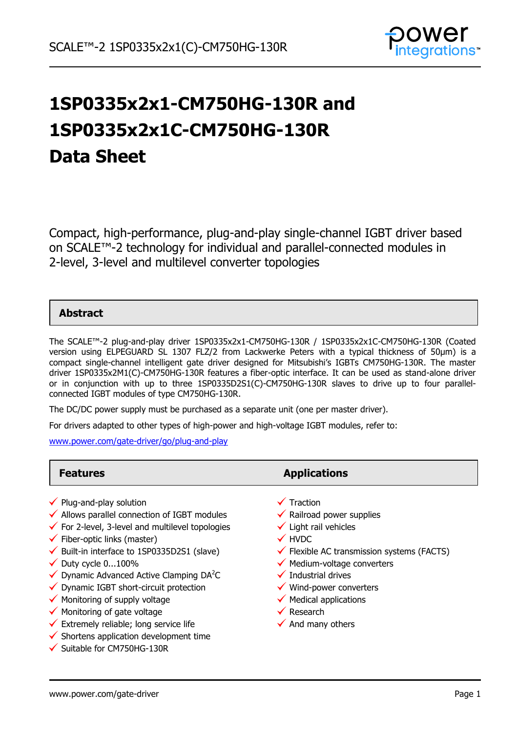# 1SP0335x2x1-CM750HG-130R and 1SP0335x2x1C-CM750HG-130R Data Sheet

Compact, high-performance, plug-and-play single-channel IGBT driver based on SCALE™-2 technology for individual and parallel-connected modules in 2-level, 3-level and multilevel converter topologies

## Abstract

The SCALE™-2 plug-and-play driver 1SP0335x2x1-CM750HG-130R / 1SP0335x2x1C-CM750HG-130R (Coated version using ELPEGUARD SL 1307 FLZ/2 from Lackwerke Peters with a typical thickness of 50µm) is a compact single-channel intelligent gate driver designed for Mitsubishi's IGBTs CM750HG-130R. The master driver 1SP0335x2M1(C)-CM750HG-130R features a fiber-optic interface. It can be used as stand-alone driver or in conjunction with up to three 1SP0335D2S1(C)-CM750HG-130R slaves to drive up to four parallel-connected IGBT modules of type CM750HG-130R.

The DC/DC power supply must be purchased as a separate unit (one per master driver).

For drivers adapted to other types of high-power and high-voltage IGBT modules, refer to:

www.power.com/gate-driver/go/plug-and-play

## Features

- ✓ Plug-and-play solution
- ✓ Allows parallel connection of IGBT modules
- ✓ For 2-level, 3-level and multilevel topologies
- ✓ Fiber-optic links (master)
- ✓ Built-in interface to 1SP0335D2S1 (slave)
- ✓ Duty cycle 0...100%
- ✓ Dynamic Advanced Active Clamping DA$^2$C
- ✓ Dynamic IGBT short-circuit protection
- ✓ Monitoring of supply voltage
- ✓ Monitoring of gate voltage
- ✓ Extremely reliable; long service life
- ✓ Shortens application development time
- ✓ Suitable for CM750HG-130R

## Applications

- ✓ Traction
- ✓ Railroad power supplies
- ✓ Light rail vehicles
- ✓ HVDC
- ✓ Flexible AC transmission systems (FACTS)
- ✓ Medium-voltage converters
- ✓ Industrial drives
- ✓ Wind-power converters
- ✓ Medical applications
- ✓ Research
- ✓ And many others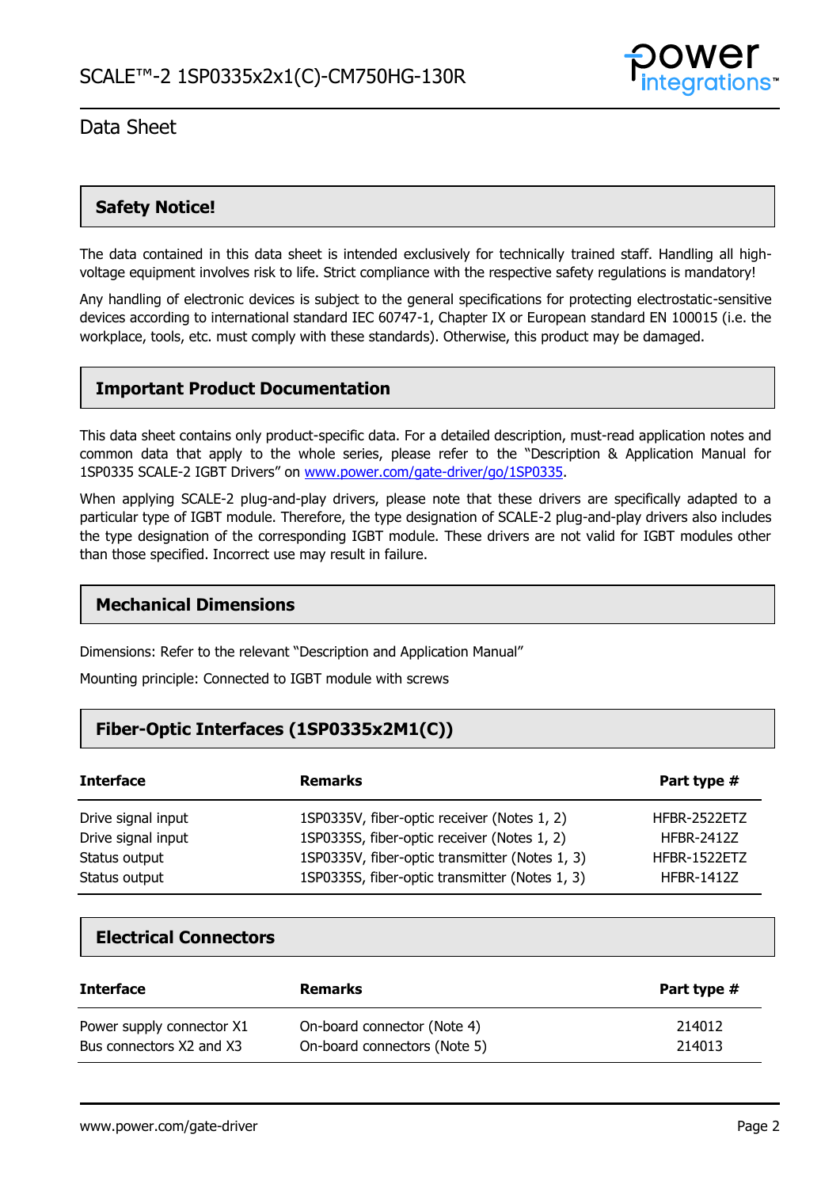## Safety Notice!

The data contained in this data sheet is intended exclusively for technically trained staff. Handling all high-voltage equipment involves risk to life. Strict compliance with the respective safety regulations is mandatory!

Any handling of electronic devices is subject to the general specifications for protecting electrostatic-sensitive devices according to international standard IEC 60747-1, Chapter IX or European standard EN 100015 (i.e. the workplace, tools, etc. must comply with these standards). Otherwise, this product may be damaged.

## Important Product Documentation

This data sheet contains only product-specific data. For a detailed description, must-read application notes and common data that apply to the whole series, please refer to the "Description & Application Manual for 1SP0335 SCALE-2 IGBT Drivers" on www.power.com/gate-driver/go/1SP0335.

When applying SCALE-2 plug-and-play drivers, please note that these drivers are specifically adapted to a particular type of IGBT module. Therefore, the type designation of SCALE-2 plug-and-play drivers also includes the type designation of the corresponding IGBT module. These drivers are not valid for IGBT modules other than those specified. Incorrect use may result in failure.

## Mechanical Dimensions

Dimensions: Refer to the relevant "Description and Application Manual"

Mounting principle: Connected to IGBT module with screws

## Fiber-Optic Interfaces (1SP0335x2M1(C))

| Interface | Remarks | Part type # |
|---|---|---|
| Drive signal input | 1SP0335V, fiber-optic receiver (Notes 1, 2) | HFBR-2522ETZ |
| Drive signal input | 1SP0335S, fiber-optic receiver (Notes 1, 2) | HFBR-2412Z |
| Status output | 1SP0335V, fiber-optic transmitter (Notes 1, 3) | HFBR-1522ETZ |
| Status output | 1SP0335S, fiber-optic transmitter (Notes 1, 3) | HFBR-1412Z |

## Electrical Connectors

| Interface | Remarks | Part type # |
|---|---|---|
| Power supply connector X1 | On-board connector (Note 4) | 214012 |
| Bus connectors X2 and X3 | On-board connectors (Note 5) | 214013 |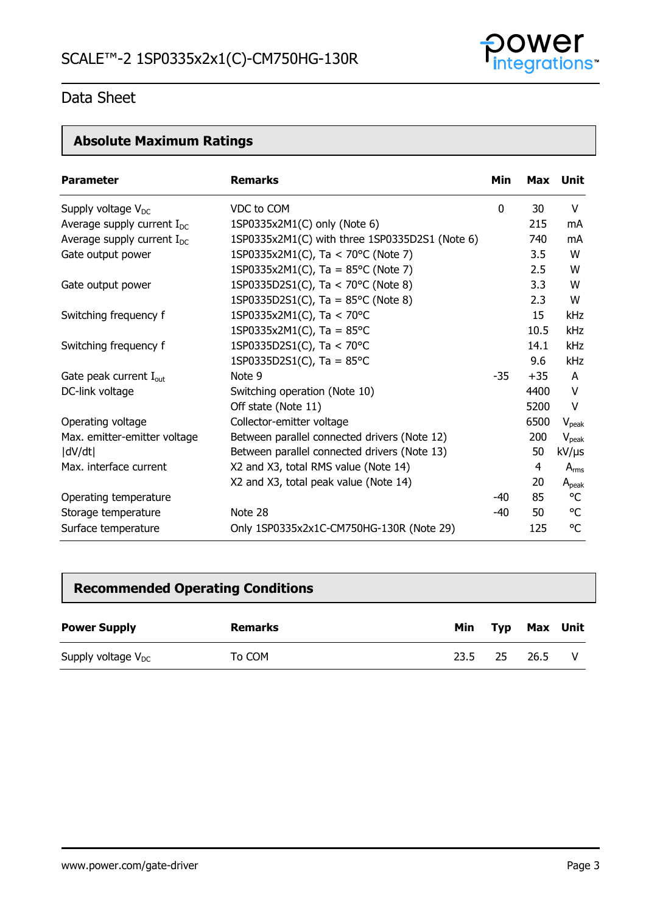## Absolute Maximum Ratings

| Parameter | Remarks | Min | Max | Unit |
|---|---|---|---|---|
| Supply voltage $V_{DC}$ | VDC to COM | 0 | 30 | V |
| Average supply current $I_{DC}$ | 1SP0335x2M1(C) only (Note 6) | | 215 | mA |
| Average supply current $I_{DC}$ | 1SP0335x2M1(C) with three 1SP0335D2S1 (Note 6) | | 740 | mA |
| Gate output power | 1SP0335x2M1(C), Ta < 70°C (Note 7) | | 3.5 | W |
| | 1SP0335x2M1(C), Ta = 85°C (Note 7) | | 2.5 | W |
| Gate output power | 1SP0335D2S1(C), Ta < 70°C (Note 8) | | 3.3 | W |
| | 1SP0335D2S1(C), Ta = 85°C (Note 8) | | 2.3 | W |
| Switching frequency f | 1SP0335x2M1(C), Ta < 70°C | | 15 | kHz |
| | 1SP0335x2M1(C), Ta = 85°C | | 10.5 | kHz |
| Switching frequency f | 1SP0335D2S1(C), Ta < 70°C | | 14.1 | kHz |
| | 1SP0335D2S1(C), Ta = 85°C | | 9.6 | kHz |
| Gate peak current $I_{out}$ | Note 9 | -35 | +35 | A |
| DC-link voltage | Switching operation (Note 10) | | 4400 | V |
| | Off state (Note 11) | | 5200 | V |
| Operating voltage | Collector-emitter voltage | | 6500 | $V_{peak}$ |
| Max. emitter-emitter voltage | Between parallel connected drivers (Note 12) | | 200 | $V_{peak}$ |
| \|dV/dt\| | Between parallel connected drivers (Note 13) | | 50 | kV/µs |
| Max. interface current | X2 and X3, total RMS value (Note 14) | | 4 | $A_{rms}$ |
| | X2 and X3, total peak value (Note 14) | | 20 | $A_{peak}$ |
| Operating temperature | | -40 | 85 | °C |
| Storage temperature | Note 28 | -40 | 50 | °C |
| Surface temperature | Only 1SP0335x2x1C-CM750HG-130R (Note 29) | | 125 | °C |

## Recommended Operating Conditions

| Power Supply | Remarks | Min | Typ | Max | Unit |
|---|---|---|---|---|---|
| Supply voltage $V_{DC}$ | To COM | 23.5 | 25 | 26.5 | V |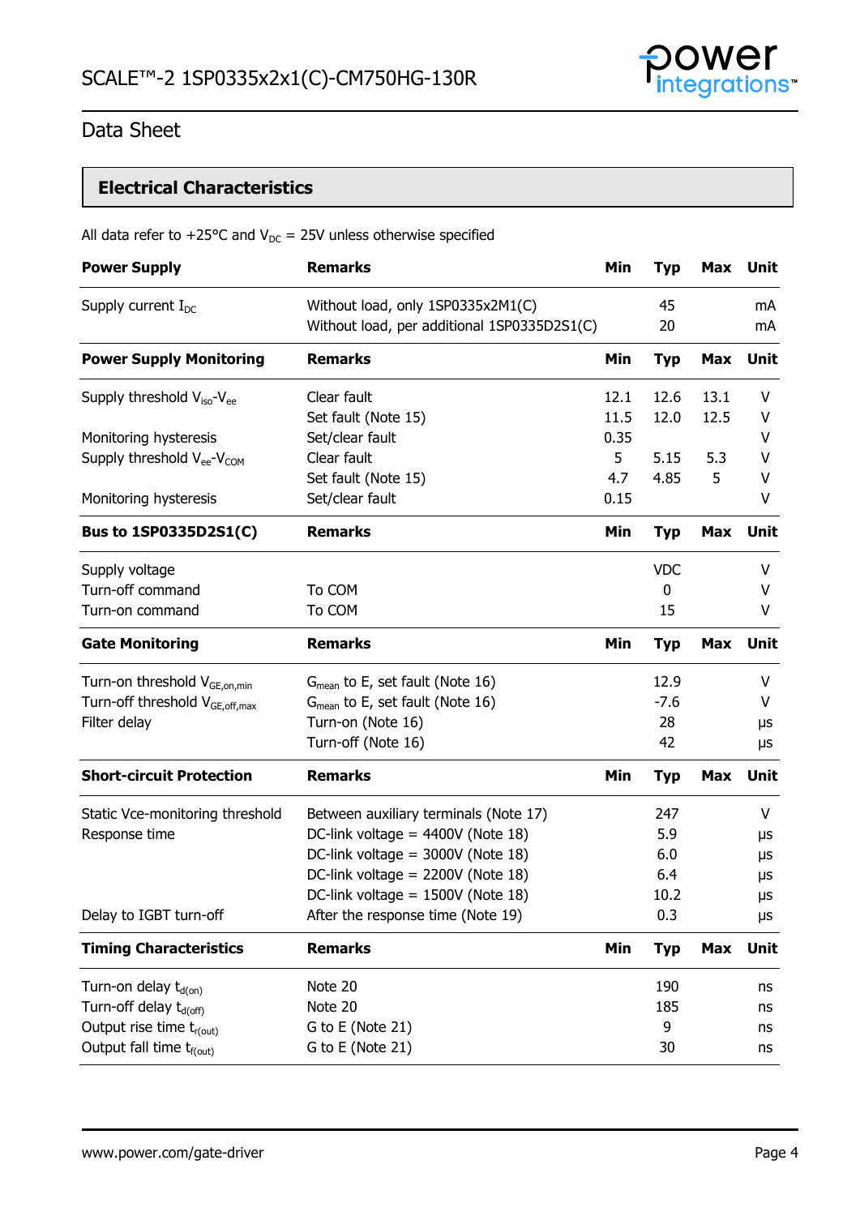## Electrical Characteristics

All data refer to +25°C and $V_{DC}$ = 25V unless otherwise specified

| Power Supply | Remarks | Min | Typ | Max | Unit |
|---|---|---|---|---|---|
| Supply current $I_{DC}$ | Without load, only 1SP0335x2M1(C) | | 45 | | mA |
| | Without load, per additional 1SP0335D2S1(C) | | 20 | | mA |
| **Power Supply Monitoring** | **Remarks** | **Min** | **Typ** | **Max** | **Unit** |
| Supply threshold $V_{iso}$-$V_{ee}$ | Clear fault | 12.1 | 12.6 | 13.1 | V |
| | Set fault (Note 15) | 11.5 | 12.0 | 12.5 | V |
| Monitoring hysteresis | Set/clear fault | 0.35 | | | V |
| Supply threshold $V_{ee}$-$V_{COM}$ | Clear fault | 5 | 5.15 | 5.3 | V |
| | Set fault (Note 15) | 4.7 | 4.85 | 5 | V |
| Monitoring hysteresis | Set/clear fault | 0.15 | | | V |
| **Bus to 1SP0335D2S1(C)** | **Remarks** | **Min** | **Typ** | **Max** | **Unit** |
| Supply voltage | | | VDC | | V |
| Turn-off command | To COM | | 0 | | V |
| Turn-on command | To COM | | 15 | | V |
| **Gate Monitoring** | **Remarks** | **Min** | **Typ** | **Max** | **Unit** |
| Turn-on threshold $V_{GE,on,min}$ | $G_{mean}$ to E, set fault (Note 16) | | 12.9 | | V |
| Turn-off threshold $V_{GE,off,max}$ | $G_{mean}$ to E, set fault (Note 16) | | -7.6 | | V |
| Filter delay | Turn-on (Note 16) | | 28 | | µs |
| | Turn-off (Note 16) | | 42 | | µs |
| **Short-circuit Protection** | **Remarks** | **Min** | **Typ** | **Max** | **Unit** |
| Static Vce-monitoring threshold | Between auxiliary terminals (Note 17) | | 247 | | V |
| Response time | DC-link voltage = 4400V (Note 18) | | 5.9 | | µs |
| | DC-link voltage = 3000V (Note 18) | | 6.0 | | µs |
| | DC-link voltage = 2200V (Note 18) | | 6.4 | | µs |
| | DC-link voltage = 1500V (Note 18) | | 10.2 | | µs |
| Delay to IGBT turn-off | After the response time (Note 19) | | 0.3 | | µs |
| **Timing Characteristics** | **Remarks** | **Min** | **Typ** | **Max** | **Unit** |
| Turn-on delay $t_{d(on)}$ | Note 20 | | 190 | | ns |
| Turn-off delay $t_{d(off)}$ | Note 20 | | 185 | | ns |
| Output rise time $t_{r(out)}$ | G to E (Note 21) | | 9 | | ns |
| Output fall time $t_{f(out)}$ | G to E (Note 21) | | 30 | | ns |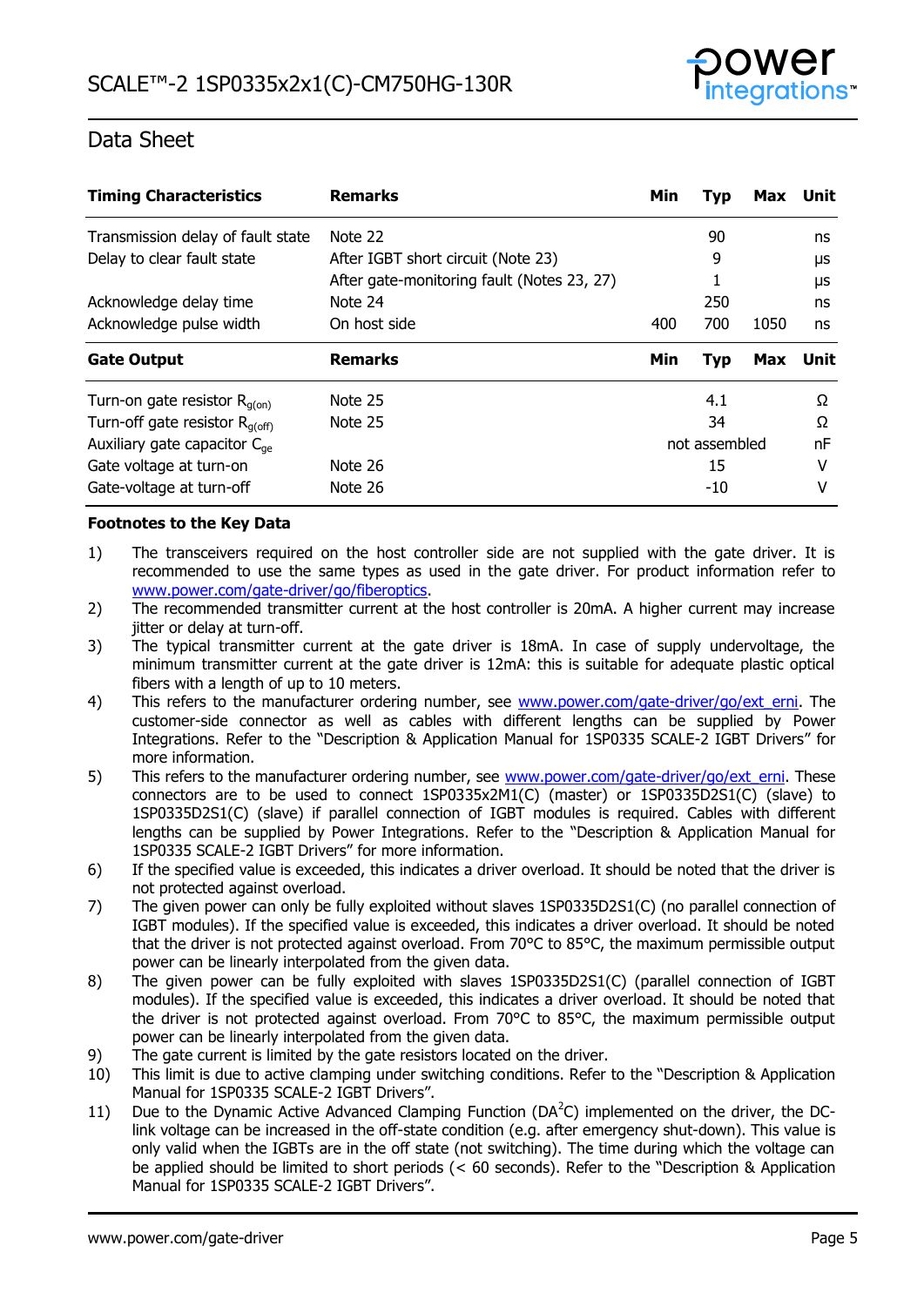| Timing Characteristics | Remarks | Min | Typ | Max | Unit |
|---|---|---|---|---|---|
| Transmission delay of fault state | Note 22 | | 90 | | ns |
| Delay to clear fault state | After IGBT short circuit (Note 23) | | 9 | | µs |
| | After gate-monitoring fault (Notes 23, 27) | | 1 | | µs |
| Acknowledge delay time | Note 24 | | 250 | | ns |
| Acknowledge pulse width | On host side | 400 | 700 | 1050 | ns |

| Gate Output | Remarks | Min | Typ | Max | Unit |
|---|---|---|---|---|---|
| Turn-on gate resistor $R_{g(on)}$ | Note 25 | | 4.1 | | Ω |
| Turn-off gate resistor $R_{g(off)}$ | Note 25 | | 34 | | Ω |
| Auxiliary gate capacitor $C_{ge}$ | | | not assembled | | nF |
| Gate voltage at turn-on | Note 26 | | 15 | | V |
| Gate-voltage at turn-off | Note 26 | | -10 | | V |

**Footnotes to the Key Data**

1) The transceivers required on the host controller side are not supplied with the gate driver. It is recommended to use the same types as used in the gate driver. For product information refer to www.power.com/gate-driver/go/fiberoptics.
2) The recommended transmitter current at the host controller is 20mA. A higher current may increase jitter or delay at turn-off.
3) The typical transmitter current at the gate driver is 18mA. In case of supply undervoltage, the minimum transmitter current at the gate driver is 12mA: this is suitable for adequate plastic optical fibers with a length of up to 10 meters.
4) This refers to the manufacturer ordering number, see www.power.com/gate-driver/go/ext_erni. The customer-side connector as well as cables with different lengths can be supplied by Power Integrations. Refer to the "Description & Application Manual for 1SP0335 SCALE-2 IGBT Drivers" for more information.
5) This refers to the manufacturer ordering number, see www.power.com/gate-driver/go/ext_erni. These connectors are to be used to connect 1SP0335x2M1(C) (master) or 1SP0335D2S1(C) (slave) to 1SP0335D2S1(C) (slave) if parallel connection of IGBT modules is required. Cables with different lengths can be supplied by Power Integrations. Refer to the "Description & Application Manual for 1SP0335 SCALE-2 IGBT Drivers" for more information.
6) If the specified value is exceeded, this indicates a driver overload. It should be noted that the driver is not protected against overload.
7) The given power can only be fully exploited without slaves 1SP0335D2S1(C) (no parallel connection of IGBT modules). If the specified value is exceeded, this indicates a driver overload. It should be noted that the driver is not protected against overload. From 70°C to 85°C, the maximum permissible output power can be linearly interpolated from the given data.
8) The given power can be fully exploited with slaves 1SP0335D2S1(C) (parallel connection of IGBT modules). If the specified value is exceeded, this indicates a driver overload. It should be noted that the driver is not protected against overload. From 70°C to 85°C, the maximum permissible output power can be linearly interpolated from the given data.
9) The gate current is limited by the gate resistors located on the driver.
10) This limit is due to active clamping under switching conditions. Refer to the "Description & Application Manual for 1SP0335 SCALE-2 IGBT Drivers".
11) Due to the Dynamic Active Advanced Clamping Function ($DA^2C$) implemented on the driver, the DC-link voltage can be increased in the off-state condition (e.g. after emergency shut-down). This value is only valid when the IGBTs are in the off state (not switching). The time during which the voltage can be applied should be limited to short periods (< 60 seconds). Refer to the "Description & Application Manual for 1SP0335 SCALE-2 IGBT Drivers".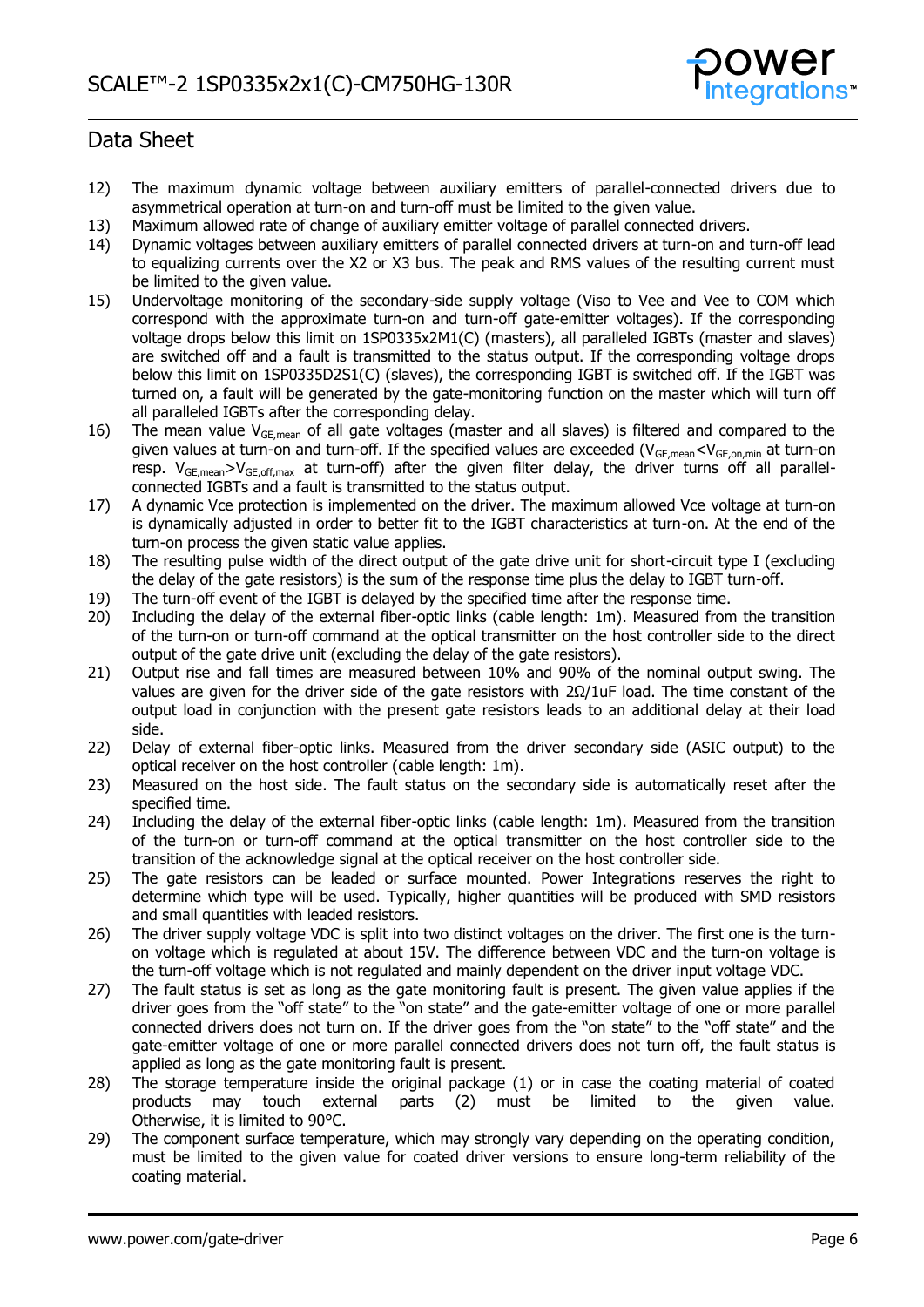## Data Sheet

12) The maximum dynamic voltage between auxiliary emitters of parallel-connected drivers due to asymmetrical operation at turn-on and turn-off must be limited to the given value.
13) Maximum allowed rate of change of auxiliary emitter voltage of parallel connected drivers.
14) Dynamic voltages between auxiliary emitters of parallel connected drivers at turn-on and turn-off lead to equalizing currents over the X2 or X3 bus. The peak and RMS values of the resulting current must be limited to the given value.
15) Undervoltage monitoring of the secondary-side supply voltage (Viso to Vee and Vee to COM which correspond with the approximate turn-on and turn-off gate-emitter voltages). If the corresponding voltage drops below this limit on 1SP0335x2M1(C) (masters), all paralleled IGBTs (master and slaves) are switched off and a fault is transmitted to the status output. If the corresponding voltage drops below this limit on 1SP0335D2S1(C) (slaves), the corresponding IGBT is switched off. If the IGBT was turned on, a fault will be generated by the gate-monitoring function on the master which will turn off all paralleled IGBTs after the corresponding delay.
16) The mean value $V_{GE,mean}$ of all gate voltages (master and all slaves) is filtered and compared to the given values at turn-on and turn-off. If the specified values are exceeded ($V_{GE,mean}<V_{GE,on,min}$ at turn-on resp. $V_{GE,mean}>V_{GE,off,max}$ at turn-off) after the given filter delay, the driver turns off all parallel-connected IGBTs and a fault is transmitted to the status output.
17) A dynamic Vce protection is implemented on the driver. The maximum allowed Vce voltage at turn-on is dynamically adjusted in order to better fit to the IGBT characteristics at turn-on. At the end of the turn-on process the given static value applies.
18) The resulting pulse width of the direct output of the gate drive unit for short-circuit type I (excluding the delay of the gate resistors) is the sum of the response time plus the delay to IGBT turn-off.
19) The turn-off event of the IGBT is delayed by the specified time after the response time.
20) Including the delay of the external fiber-optic links (cable length: 1m). Measured from the transition of the turn-on or turn-off command at the optical transmitter on the host controller side to the direct output of the gate drive unit (excluding the delay of the gate resistors).
21) Output rise and fall times are measured between 10% and 90% of the nominal output swing. The values are given for the driver side of the gate resistors with 2Ω/1uF load. The time constant of the output load in conjunction with the present gate resistors leads to an additional delay at their load side.
22) Delay of external fiber-optic links. Measured from the driver secondary side (ASIC output) to the optical receiver on the host controller (cable length: 1m).
23) Measured on the host side. The fault status on the secondary side is automatically reset after the specified time.
24) Including the delay of the external fiber-optic links (cable length: 1m). Measured from the transition of the turn-on or turn-off command at the optical transmitter on the host controller side to the transition of the acknowledge signal at the optical receiver on the host controller side.
25) The gate resistors can be leaded or surface mounted. Power Integrations reserves the right to determine which type will be used. Typically, higher quantities will be produced with SMD resistors and small quantities with leaded resistors.
26) The driver supply voltage VDC is split into two distinct voltages on the driver. The first one is the turn-on voltage which is regulated at about 15V. The difference between VDC and the turn-on voltage is the turn-off voltage which is not regulated and mainly dependent on the driver input voltage VDC.
27) The fault status is set as long as the gate monitoring fault is present. The given value applies if the driver goes from the "off state" to the "on state" and the gate-emitter voltage of one or more parallel connected drivers does not turn on. If the driver goes from the "on state" to the "off state" and the gate-emitter voltage of one or more parallel connected drivers does not turn off, the fault status is applied as long as the gate monitoring fault is present.
28) The storage temperature inside the original package (1) or in case the coating material of coated products may touch external parts (2) must be limited to the given value. Otherwise, it is limited to 90°C.
29) The component surface temperature, which may strongly vary depending on the operating condition, must be limited to the given value for coated driver versions to ensure long-term reliability of the coating material.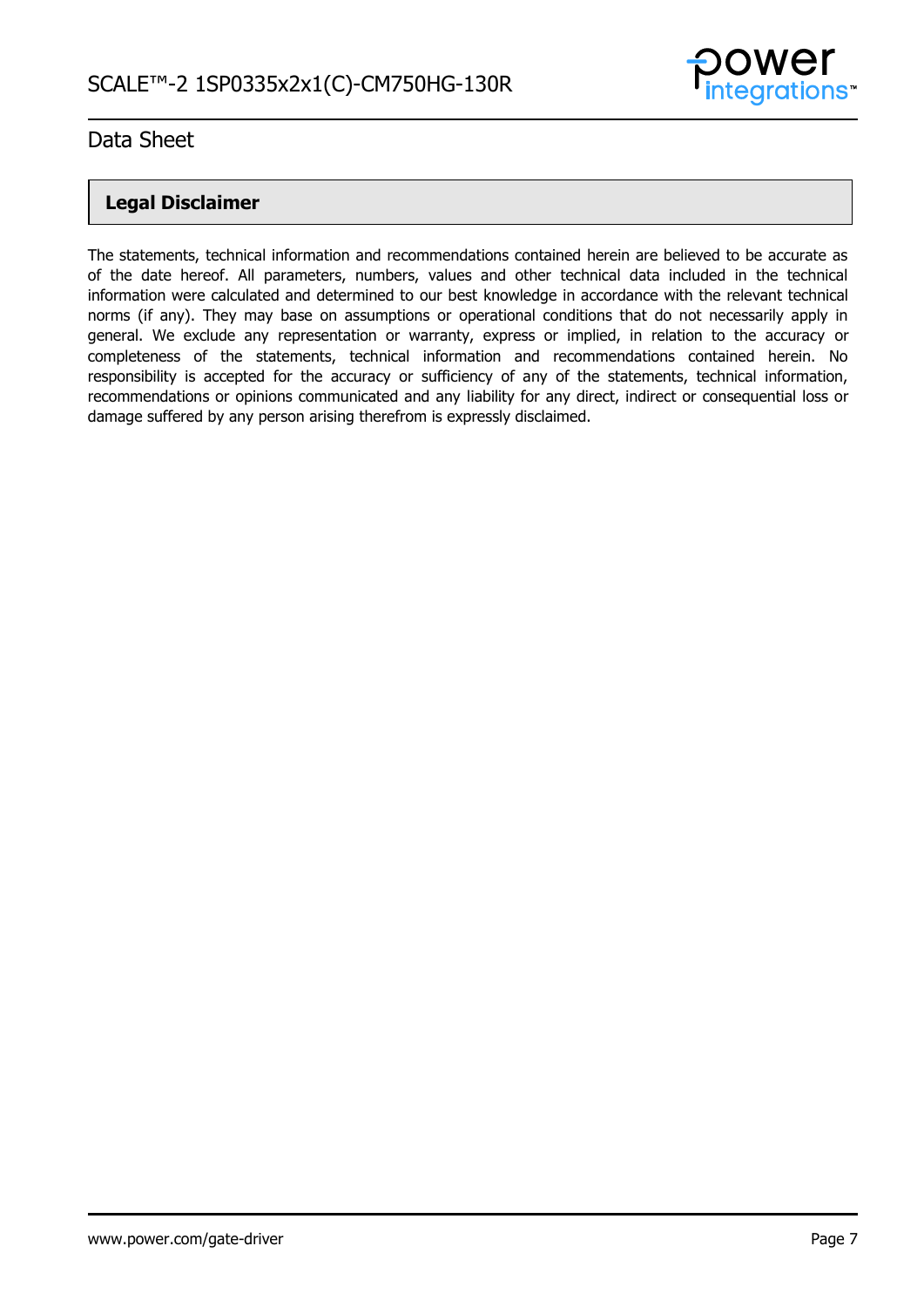## Legal Disclaimer

The statements, technical information and recommendations contained herein are believed to be accurate as of the date hereof. All parameters, numbers, values and other technical data included in the technical information were calculated and determined to our best knowledge in accordance with the relevant technical norms (if any). They may base on assumptions or operational conditions that do not necessarily apply in general. We exclude any representation or warranty, express or implied, in relation to the accuracy or completeness of the statements, technical information and recommendations contained herein. No responsibility is accepted for the accuracy or sufficiency of any of the statements, technical information, recommendations or opinions communicated and any liability for any direct, indirect or consequential loss or damage suffered by any person arising therefrom is expressly disclaimed.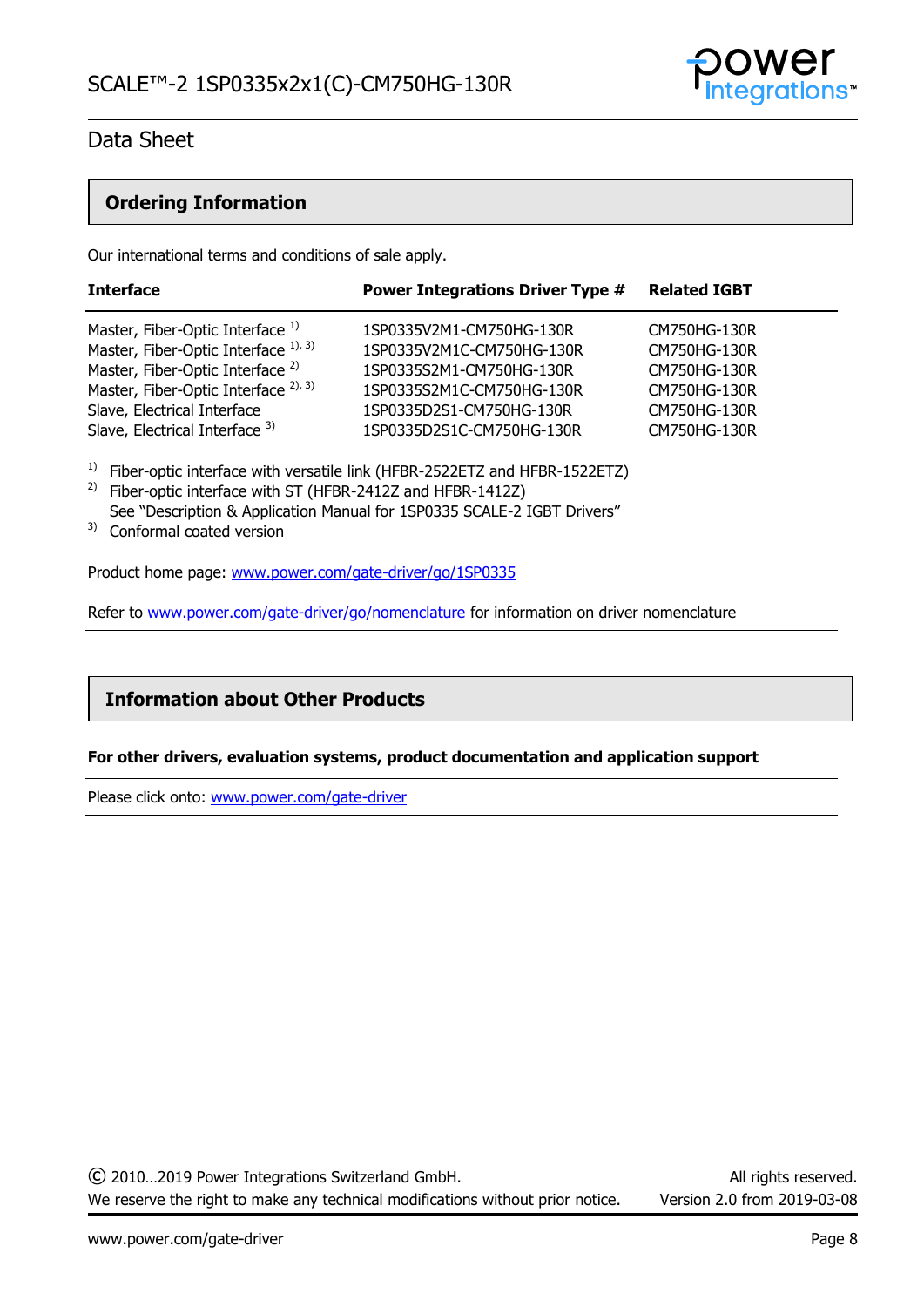## Ordering Information

Our international terms and conditions of sale apply.

| Interface | Power Integrations Driver Type # | Related IGBT |
|---|---|---|
| Master, Fiber-Optic Interface [1] | 1SP0335V2M1-CM750HG-130R | CM750HG-130R |
| Master, Fiber-Optic Interface [1, 3] | 1SP0335V2M1C-CM750HG-130R | CM750HG-130R |
| Master, Fiber-Optic Interface [2] | 1SP0335S2M1-CM750HG-130R | CM750HG-130R |
| Master, Fiber-Optic Interface [2, 3] | 1SP0335S2M1C-CM750HG-130R | CM750HG-130R |
| Slave, Electrical Interface | 1SP0335D2S1-CM750HG-130R | CM750HG-130R |
| Slave, Electrical Interface [3] | 1SP0335D2S1C-CM750HG-130R | CM750HG-130R |

[1] Fiber-optic interface with versatile link (HFBR-2522ETZ and HFBR-1522ETZ)
[2] Fiber-optic interface with ST (HFBR-2412Z and HFBR-1412Z)
See "Description & Application Manual for 1SP0335 SCALE-2 IGBT Drivers"
[3] Conformal coated version

Product home page: www.power.com/gate-driver/go/1SP0335

Refer to www.power.com/gate-driver/go/nomenclature for information on driver nomenclature

## Information about Other Products

**For other drivers, evaluation systems, product documentation and application support**

Please click onto: www.power.com/gate-driver

© 2010…2019 Power Integrations Switzerland GmbH. All rights reserved.
We reserve the right to make any technical modifications without prior notice. Version 2.0 from 2019-03-08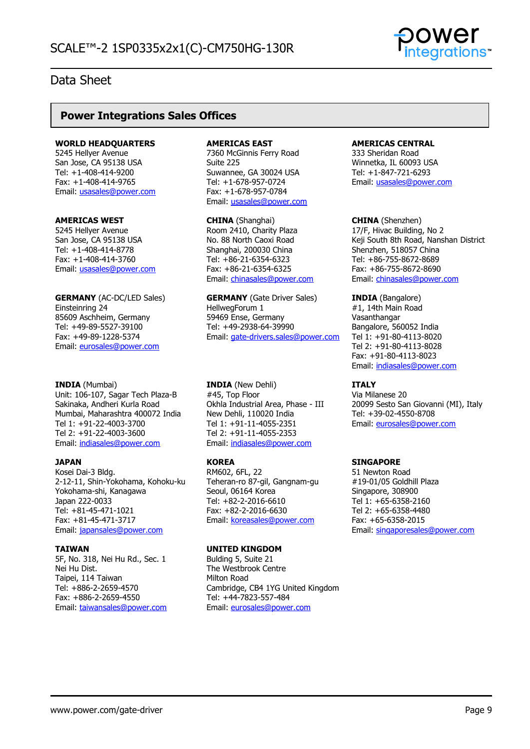## Power Integrations Sales Offices

**WORLD HEADQUARTERS**
5245 Hellyer Avenue
San Jose, CA 95138 USA
Tel: +1-408-414-9200
Fax: +1-408-414-9765
Email: usasales@power.com

**AMERICAS EAST**
7360 McGinnis Ferry Road
Suite 225
Suwannee, GA 30024 USA
Tel: +1-678-957-0724
Fax: +1-678-957-0784
Email: usasales@power.com

**AMERICAS CENTRAL**
333 Sheridan Road
Winnetka, IL 60093 USA
Tel: +1-847-721-6293
Email: usasales@power.com

**AMERICAS WEST**
5245 Hellyer Avenue
San Jose, CA 95138 USA
Tel: +1-408-414-8778
Fax: +1-408-414-3760
Email: usasales@power.com

**CHINA** (Shanghai)
Room 2410, Charity Plaza
No. 88 North Caoxi Road
Shanghai, 200030 China
Tel: +86-21-6354-6323
Fax: +86-21-6354-6325
Email: chinasales@power.com

**CHINA** (Shenzhen)
17/F, Hivac Building, No 2
Keji South 8th Road, Nanshan District
Shenzhen, 518057 China
Tel: +86-755-8672-8689
Fax: +86-755-8672-8690
Email: chinasales@power.com

**GERMANY** (AC-DC/LED Sales)
Einsteinring 24
85609 Aschheim, Germany
Tel: +49-89-5527-39100
Fax: +49-89-1228-5374
Email: eurosales@power.com

**GERMANY** (Gate Driver Sales)
HellwegForum 1
59469 Ense, Germany
Tel: +49-2938-64-39990
Email: gate-drivers.sales@power.com

**INDIA** (Bangalore)
#1, 14th Main Road
Vasanthangar
Bangalore, 560052 India
Tel 1: +91-80-4113-8020
Tel 2: +91-80-4113-8028
Fax: +91-80-4113-8023
Email: indiasales@power.com

**INDIA** (Mumbai)
Unit: 106-107, Sagar Tech Plaza-B
Sakinaka, Andheri Kurla Road
Mumbai, Maharashtra 400072 India
Tel 1: +91-22-4003-3700
Tel 2: +91-22-4003-3600
Email: indiasales@power.com

**INDIA** (New Dehli)
#45, Top Floor
Okhla Industrial Area, Phase - III
New Dehli, 110020 India
Tel 1: +91-11-4055-2351
Tel 2: +91-11-4055-2353
Email: indiasales@power.com

**ITALY**
Via Milanese 20
20099 Sesto San Giovanni (MI), Italy
Tel: +39-02-4550-8708
Email: eurosales@power.com

**JAPAN**
Kosei Dai-3 Bldg.
2-12-11, Shin-Yokohama, Kohoku-ku
Yokohama-shi, Kanagawa
Japan 222-0033
Tel: +81-45-471-1021
Fax: +81-45-471-3717
Email: japansales@power.com

**KOREA**
RM602, 6FL, 22
Teheran-ro 87-gil, Gangnam-gu
Seoul, 06164 Korea
Tel: +82-2-2016-6610
Fax: +82-2-2016-6630
Email: koreasales@power.com

**SINGAPORE**
51 Newton Road
#19-01/05 Goldhill Plaza
Singapore, 308900
Tel 1: +65-6358-2160
Tel 2: +65-6358-4480
Fax: +65-6358-2015
Email: singaporesales@power.com

**TAIWAN**
5F, No. 318, Nei Hu Rd., Sec. 1
Nei Hu Dist.
Taipei, 114 Taiwan
Tel: +886-2-2659-4570
Fax: +886-2-2659-4550
Email: taiwansales@power.com

**UNITED KINGDOM**
Bulding 5, Suite 21
The Westbrook Centre
Milton Road
Cambridge, CB4 1YG United Kingdom
Tel: +44-7823-557-484
Email: eurosales@power.com